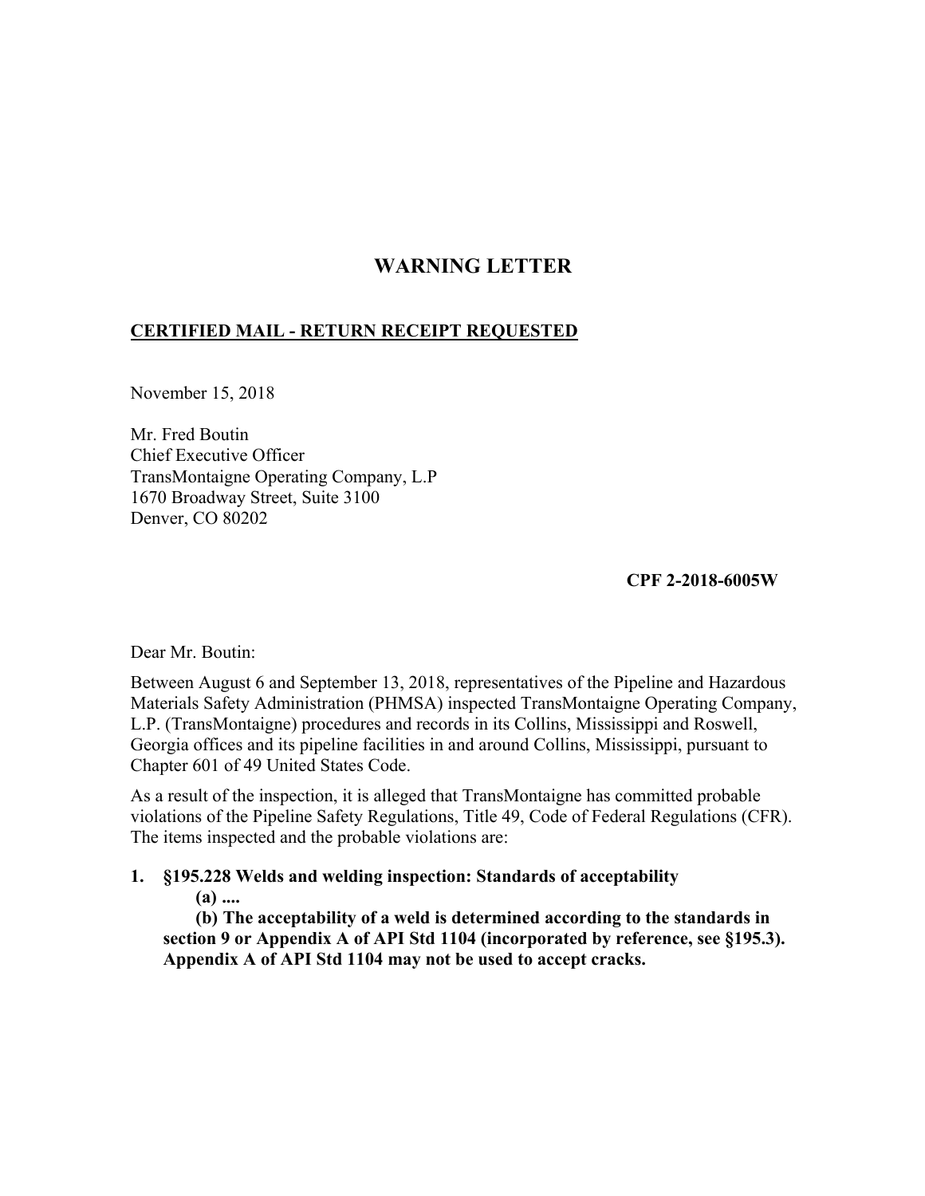# WARNING LETTER

**CERTIFIED MAIL - RETURN RECEIPT REQUESTED**

November 15, 2018

Mr. Fred Boutin
Chief Executive Officer
TransMontaigne Operating Company, L.P
1670 Broadway Street, Suite 3100
Denver, CO 80202

**CPF 2-2018-6005W**

Dear Mr. Boutin:

Between August 6 and September 13, 2018, representatives of the Pipeline and Hazardous Materials Safety Administration (PHMSA) inspected TransMontaigne Operating Company, L.P. (TransMontaigne) procedures and records in its Collins, Mississippi and Roswell, Georgia offices and its pipeline facilities in and around Collins, Mississippi, pursuant to Chapter 601 of 49 United States Code.

As a result of the inspection, it is alleged that TransMontaigne has committed probable violations of the Pipeline Safety Regulations, Title 49, Code of Federal Regulations (CFR). The items inspected and the probable violations are:

1. **§195.228 Welds and welding inspection: Standards of acceptability**

   **(a) ....**

   **(b) The acceptability of a weld is determined according to the standards in section 9 or Appendix A of API Std 1104 (incorporated by reference, see §195.3). Appendix A of API Std 1104 may not be used to accept cracks.**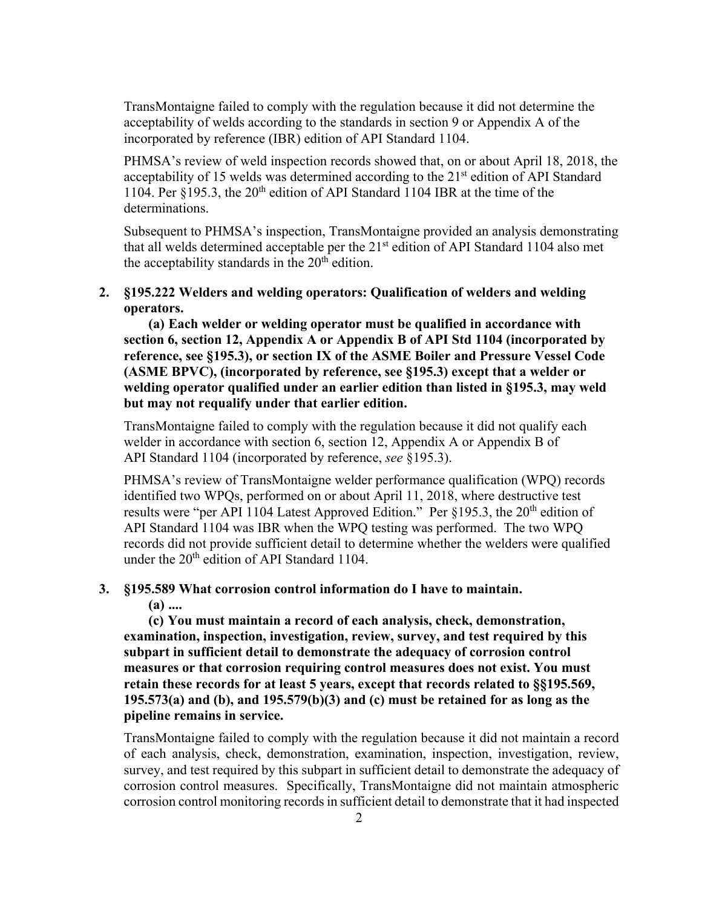TransMontaigne failed to comply with the regulation because it did not determine the acceptability of welds according to the standards in section 9 or Appendix A of the incorporated by reference (IBR) edition of API Standard 1104.

PHMSA's review of weld inspection records showed that, on or about April 18, 2018, the acceptability of 15 welds was determined according to the 21st edition of API Standard 1104. Per §195.3, the 20th edition of API Standard 1104 IBR at the time of the determinations.

Subsequent to PHMSA's inspection, TransMontaigne provided an analysis demonstrating that all welds determined acceptable per the 21st edition of API Standard 1104 also met the acceptability standards in the 20th edition.

2. **§195.222 Welders and welding operators: Qualification of welders and welding operators.**

   **(a) Each welder or welding operator must be qualified in accordance with section 6, section 12, Appendix A or Appendix B of API Std 1104 (incorporated by reference, see §195.3), or section IX of the ASME Boiler and Pressure Vessel Code (ASME BPVC), (incorporated by reference, see §195.3) except that a welder or welding operator qualified under an earlier edition than listed in §195.3, may weld but may not requalify under that earlier edition.**

   TransMontaigne failed to comply with the regulation because it did not qualify each welder in accordance with section 6, section 12, Appendix A or Appendix B of API Standard 1104 (incorporated by reference, *see* §195.3).

   PHMSA's review of TransMontaigne welder performance qualification (WPQ) records identified two WPQs, performed on or about April 11, 2018, where destructive test results were "per API 1104 Latest Approved Edition." Per §195.3, the 20th edition of API Standard 1104 was IBR when the WPQ testing was performed. The two WPQ records did not provide sufficient detail to determine whether the welders were qualified under the 20th edition of API Standard 1104.

3. **§195.589 What corrosion control information do I have to maintain.**

   **(a) ....**

   **(c) You must maintain a record of each analysis, check, demonstration, examination, inspection, investigation, review, survey, and test required by this subpart in sufficient detail to demonstrate the adequacy of corrosion control measures or that corrosion requiring control measures does not exist. You must retain these records for at least 5 years, except that records related to §§195.569, 195.573(a) and (b), and 195.579(b)(3) and (c) must be retained for as long as the pipeline remains in service.**

   TransMontaigne failed to comply with the regulation because it did not maintain a record of each analysis, check, demonstration, examination, inspection, investigation, review, survey, and test required by this subpart in sufficient detail to demonstrate the adequacy of corrosion control measures. Specifically, TransMontaigne did not maintain atmospheric corrosion control monitoring records in sufficient detail to demonstrate that it had inspected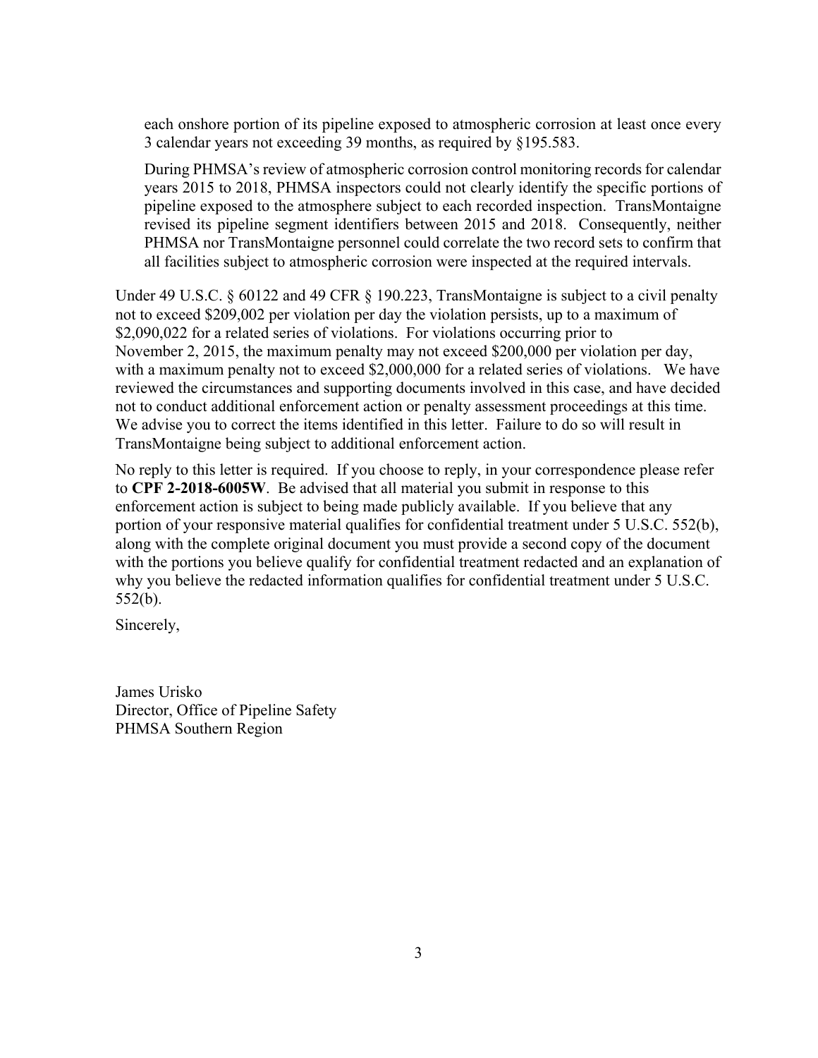each onshore portion of its pipeline exposed to atmospheric corrosion at least once every 3 calendar years not exceeding 39 months, as required by §195.583.

During PHMSA's review of atmospheric corrosion control monitoring records for calendar years 2015 to 2018, PHMSA inspectors could not clearly identify the specific portions of pipeline exposed to the atmosphere subject to each recorded inspection. TransMontaigne revised its pipeline segment identifiers between 2015 and 2018. Consequently, neither PHMSA nor TransMontaigne personnel could correlate the two record sets to confirm that all facilities subject to atmospheric corrosion were inspected at the required intervals.

Under 49 U.S.C. § 60122 and 49 CFR § 190.223, TransMontaigne is subject to a civil penalty not to exceed $209,002 per violation per day the violation persists, up to a maximum of $2,090,022 for a related series of violations. For violations occurring prior to November 2, 2015, the maximum penalty may not exceed $200,000 per violation per day, with a maximum penalty not to exceed $2,000,000 for a related series of violations. We have reviewed the circumstances and supporting documents involved in this case, and have decided not to conduct additional enforcement action or penalty assessment proceedings at this time. We advise you to correct the items identified in this letter. Failure to do so will result in TransMontaigne being subject to additional enforcement action.

No reply to this letter is required. If you choose to reply, in your correspondence please refer to **CPF 2-2018-6005W**. Be advised that all material you submit in response to this enforcement action is subject to being made publicly available. If you believe that any portion of your responsive material qualifies for confidential treatment under 5 U.S.C. 552(b), along with the complete original document you must provide a second copy of the document with the portions you believe qualify for confidential treatment redacted and an explanation of why you believe the redacted information qualifies for confidential treatment under 5 U.S.C. 552(b).

Sincerely,

James Urisko
Director, Office of Pipeline Safety
PHMSA Southern Region